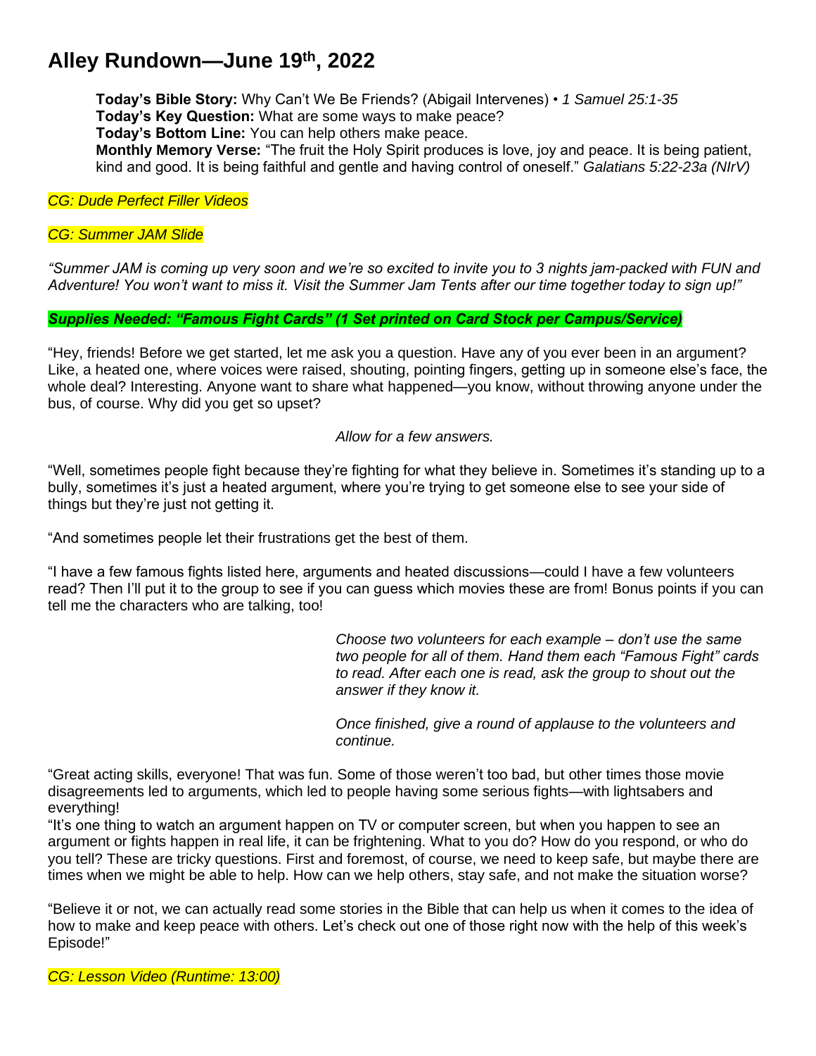# Alley Rundown—June 19th, 2022

**Today's Bible Story:** Why Can't We Be Friends? (Abigail Intervenes) • *1 Samuel 25:1-35*
**Today's Key Question:** What are some ways to make peace?
**Today's Bottom Line:** You can help others make peace.
**Monthly Memory Verse:** "The fruit the Holy Spirit produces is love, joy and peace. It is being patient, kind and good. It is being faithful and gentle and having control of oneself." *Galatians 5:22-23a (NIrV)*

*CG: Dude Perfect Filler Videos*

*CG: Summer JAM Slide*

*"Summer JAM is coming up very soon and we're so excited to invite you to 3 nights jam-packed with FUN and Adventure! You won't want to miss it. Visit the Summer Jam Tents after our time together today to sign up!"*

***Supplies Needed: "Famous Fight Cards" (1 Set printed on Card Stock per Campus/Service)***

"Hey, friends! Before we get started, let me ask you a question. Have any of you ever been in an argument? Like, a heated one, where voices were raised, shouting, pointing fingers, getting up in someone else's face, the whole deal? Interesting. Anyone want to share what happened—you know, without throwing anyone under the bus, of course. Why did you get so upset?

*Allow for a few answers.*

"Well, sometimes people fight because they're fighting for what they believe in. Sometimes it's standing up to a bully, sometimes it's just a heated argument, where you're trying to get someone else to see your side of things but they're just not getting it.

"And sometimes people let their frustrations get the best of them.

"I have a few famous fights listed here, arguments and heated discussions—could I have a few volunteers read? Then I'll put it to the group to see if you can guess which movies these are from! Bonus points if you can tell me the characters who are talking, too!

*Choose two volunteers for each example – don't use the same two people for all of them. Hand them each "Famous Fight" cards to read. After each one is read, ask the group to shout out the answer if they know it.*

*Once finished, give a round of applause to the volunteers and continue.*

"Great acting skills, everyone! That was fun. Some of those weren't too bad, but other times those movie disagreements led to arguments, which led to people having some serious fights—with lightsabers and everything!

"It's one thing to watch an argument happen on TV or computer screen, but when you happen to see an argument or fights happen in real life, it can be frightening. What to you do? How do you respond, or who do you tell? These are tricky questions. First and foremost, of course, we need to keep safe, but maybe there are times when we might be able to help. How can we help others, stay safe, and not make the situation worse?

"Believe it or not, we can actually read some stories in the Bible that can help us when it comes to the idea of how to make and keep peace with others. Let's check out one of those right now with the help of this week's Episode!"

*CG: Lesson Video (Runtime: 13:00)*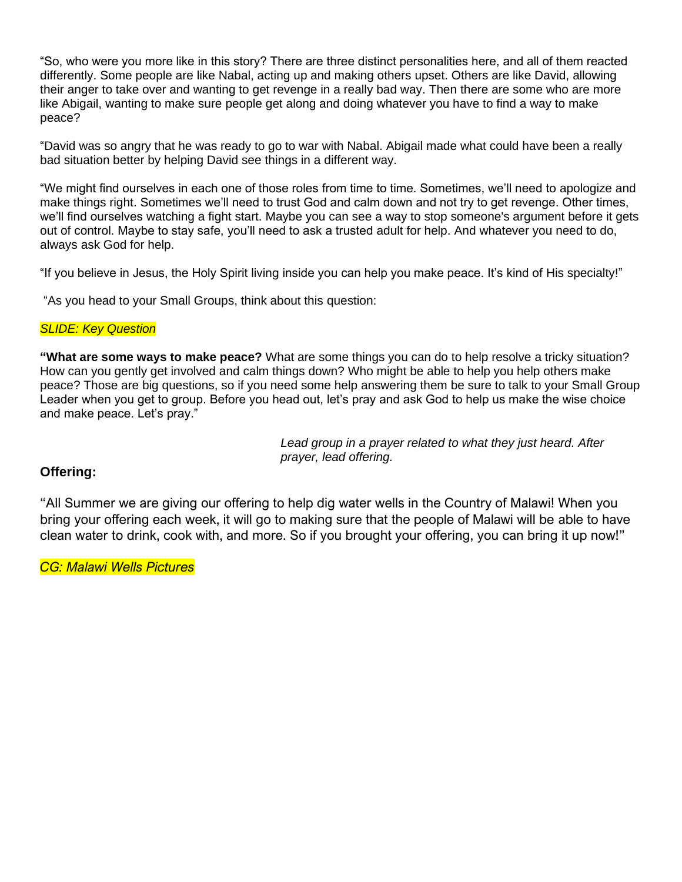"So, who were you more like in this story? There are three distinct personalities here, and all of them reacted differently. Some people are like Nabal, acting up and making others upset. Others are like David, allowing their anger to take over and wanting to get revenge in a really bad way. Then there are some who are more like Abigail, wanting to make sure people get along and doing whatever you have to find a way to make peace?

"David was so angry that he was ready to go to war with Nabal. Abigail made what could have been a really bad situation better by helping David see things in a different way.

"We might find ourselves in each one of those roles from time to time. Sometimes, we'll need to apologize and make things right. Sometimes we'll need to trust God and calm down and not try to get revenge. Other times, we'll find ourselves watching a fight start. Maybe you can see a way to stop someone's argument before it gets out of control. Maybe to stay safe, you'll need to ask a trusted adult for help. And whatever you need to do, always ask God for help.

"If you believe in Jesus, the Holy Spirit living inside you can help you make peace. It's kind of His specialty!"

"As you head to your Small Groups, think about this question:

*SLIDE: Key Question*

**"What are some ways to make peace?** What are some things you can do to help resolve a tricky situation? How can you gently get involved and calm things down? Who might be able to help you help others make peace? Those are big questions, so if you need some help answering them be sure to talk to your Small Group Leader when you get to group. Before you head out, let's pray and ask God to help us make the wise choice and make peace. Let's pray."

*Lead group in a prayer related to what they just heard. After prayer, lead offering.*

**Offering:**

"All Summer we are giving our offering to help dig water wells in the Country of Malawi! When you bring your offering each week, it will go to making sure that the people of Malawi will be able to have clean water to drink, cook with, and more. So if you brought your offering, you can bring it up now!"

*CG: Malawi Wells Pictures*